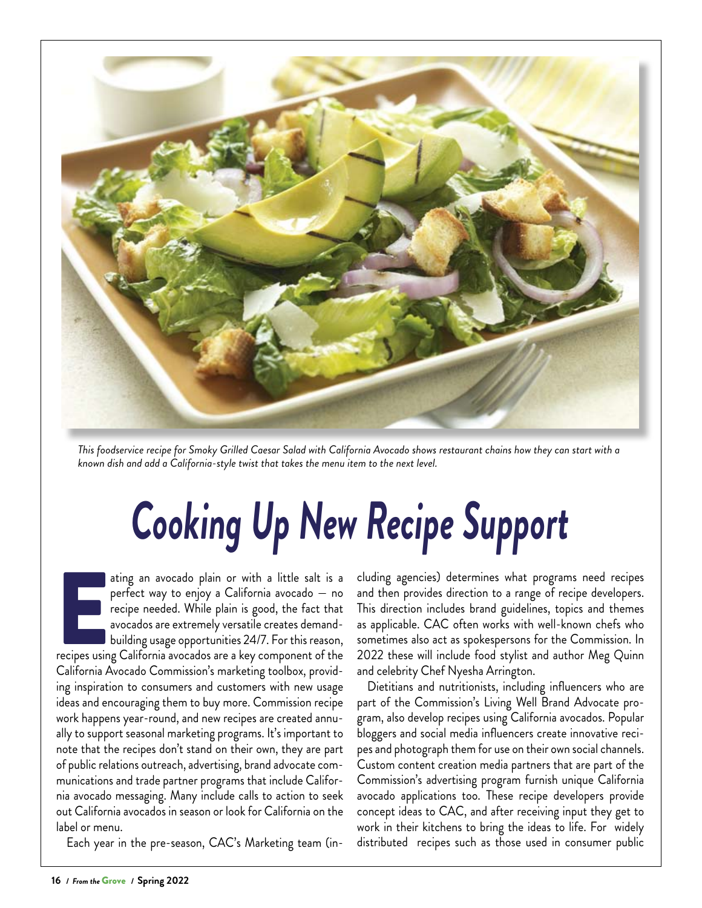*This foodservice recipe for Smoky Grilled Caesar Salad with California Avocado shows restaurant chains how they can start with a known dish and add a California-style twist that takes the menu item to the next level.*

# Cooking Up New Recipe Support

Eating an avocado plain or with a little salt is a perfect way to enjoy a California avocado — no recipe needed. While plain is good, the fact that avocados are extremely versatile creates demand-building usage opportunities 24/7. For this reason, recipes using California avocados are a key component of the California Avocado Commission's marketing toolbox, providing inspiration to consumers and customers with new usage ideas and encouraging them to buy more. Commission recipe work happens year-round, and new recipes are created annually to support seasonal marketing programs. It's important to note that the recipes don't stand on their own, they are part of public relations outreach, advertising, brand advocate communications and trade partner programs that include California avocado messaging. Many include calls to action to seek out California avocados in season or look for California on the label or menu.

Each year in the pre-season, CAC's Marketing team (including agencies) determines what programs need recipes and then provides direction to a range of recipe developers. This direction includes brand guidelines, topics and themes as applicable. CAC often works with well-known chefs who sometimes also act as spokespersons for the Commission. In 2022 these will include food stylist and author Meg Quinn and celebrity Chef Nyesha Arrington.

Dietitians and nutritionists, including influencers who are part of the Commission's Living Well Brand Advocate program, also develop recipes using California avocados. Popular bloggers and social media influencers create innovative recipes and photograph them for use on their own social channels. Custom content creation media partners that are part of the Commission's advertising program furnish unique California avocado applications too. These recipe developers provide concept ideas to CAC, and after receiving input they get to work in their kitchens to bring the ideas to life. For widely distributed recipes such as those used in consumer public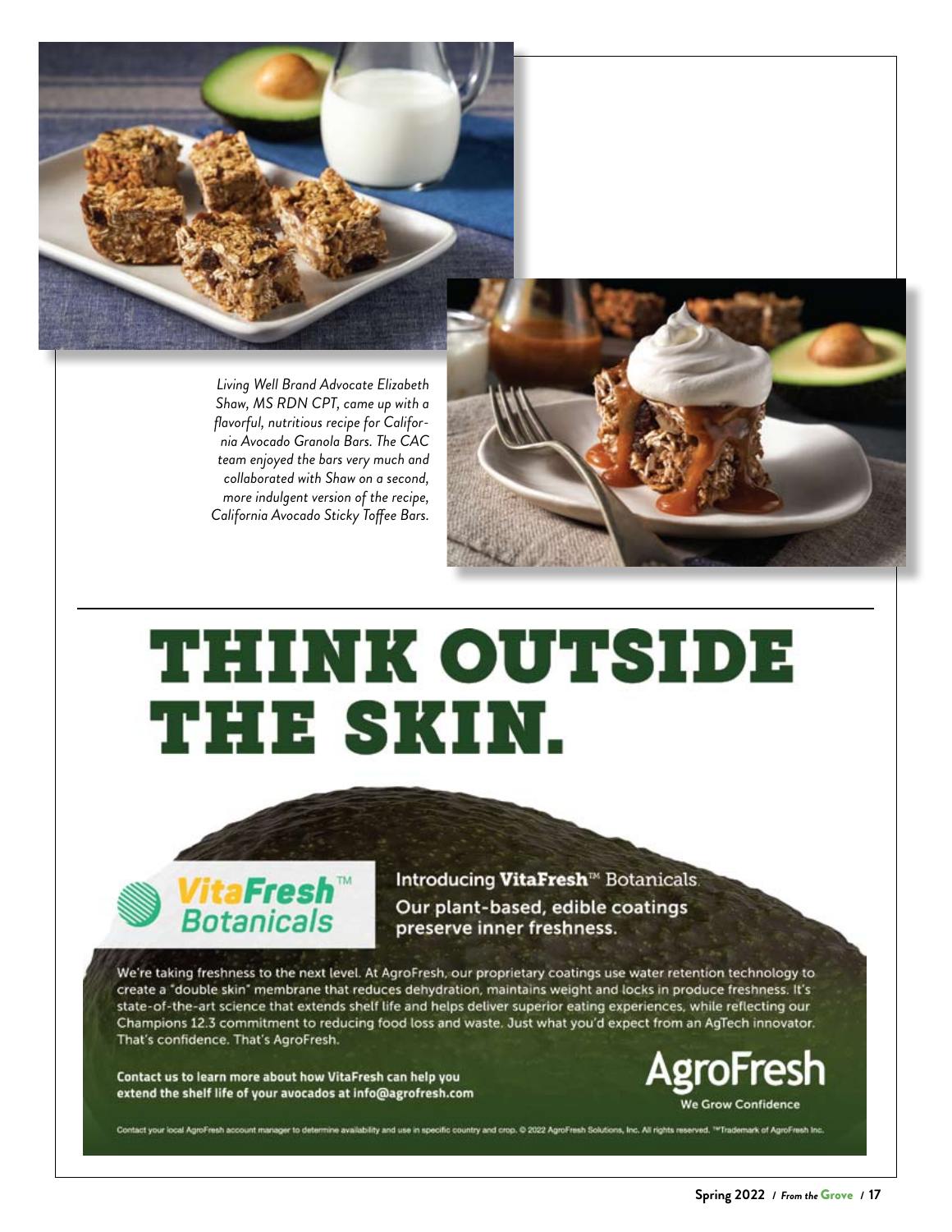*Living Well Brand Advocate Elizabeth Shaw, MS RDN CPT, came up with a flavorful, nutritious recipe for California Avocado Granola Bars. The CAC team enjoyed the bars very much and collaborated with Shaw on a second, more indulgent version of the recipe, California Avocado Sticky Toffee Bars.*

# THINK OUTSIDE THE SKIN.

**VitaFresh™ Botanicals**

Introducing **VitaFresh™** Botanicals.

**Our plant-based, edible coatings preserve inner freshness.**

We're taking freshness to the next level. At AgroFresh, our proprietary coatings use water retention technology to create a "double skin" membrane that reduces dehydration, maintains weight and locks in produce freshness. It's state-of-the-art science that extends shelf life and helps deliver superior eating experiences, while reflecting our Champions 12.3 commitment to reducing food loss and waste. Just what you'd expect from an AgTech innovator. That's confidence. That's AgroFresh.

**Contact us to learn more about how VitaFresh can help you extend the shelf life of your avocados at info@agrofresh.com**

**AgroFresh**
We Grow Confidence

Contact your local AgroFresh account manager to determine availability and use in specific country and crop. © 2022 AgroFresh Solutions, Inc. All rights reserved. ™Trademark of AgroFresh Inc.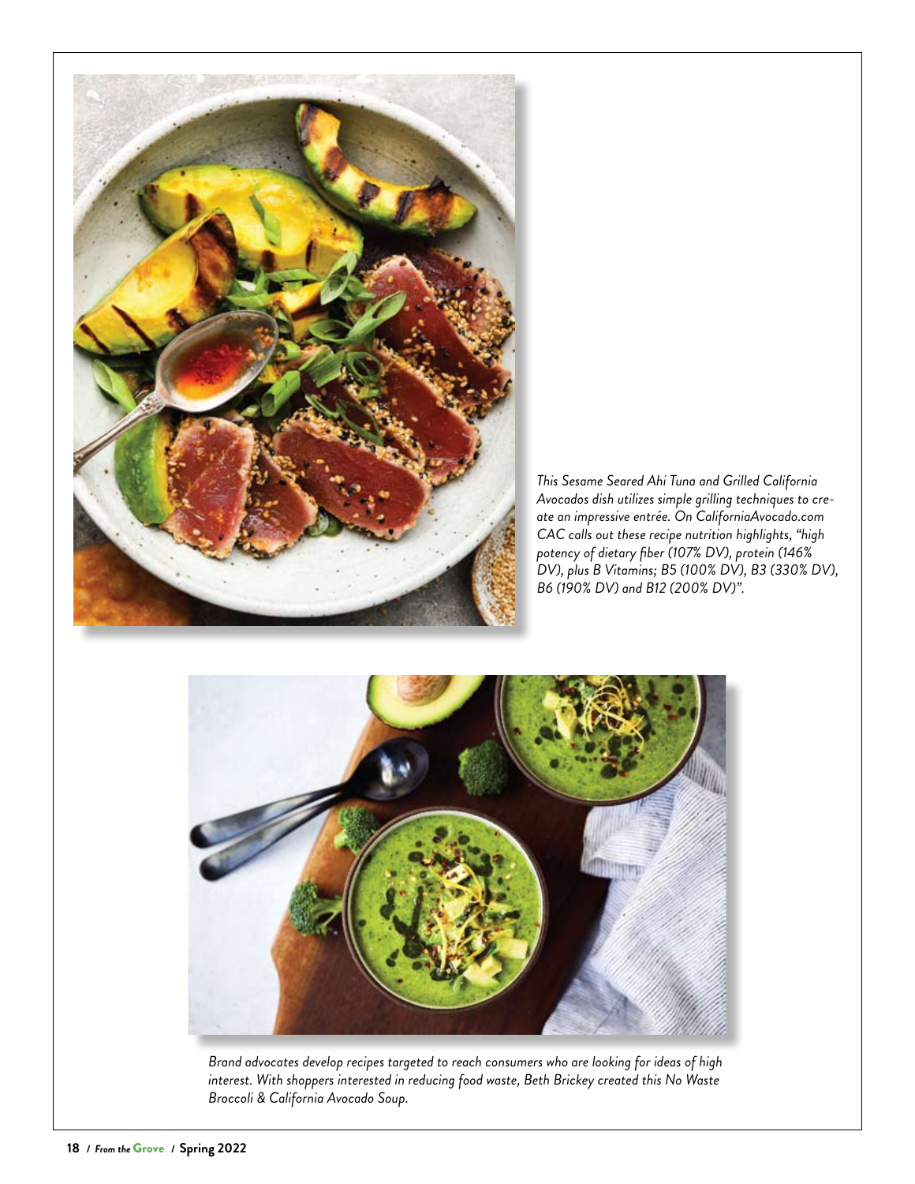*This Sesame Seared Ahi Tuna and Grilled California Avocados dish utilizes simple grilling techniques to create an impressive entrée. On CaliforniaAvocado.com CAC calls out these recipe nutrition highlights, "high potency of dietary fiber (107% DV), protein (146% DV), plus B Vitamins; B5 (100% DV), B3 (330% DV), B6 (190% DV) and B12 (200% DV)".*

*Brand advocates develop recipes targeted to reach consumers who are looking for ideas of high interest. With shoppers interested in reducing food waste, Beth Brickey created this No Waste Broccoli & California Avocado Soup.*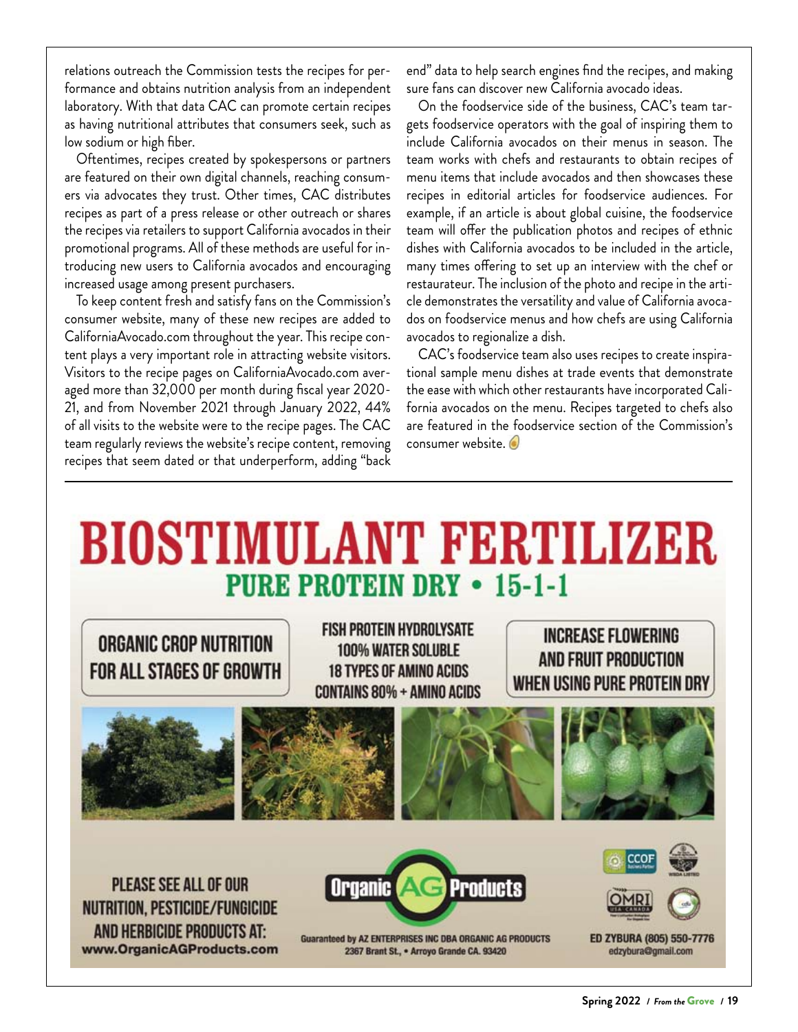relations outreach the Commission tests the recipes for performance and obtains nutrition analysis from an independent laboratory. With that data CAC can promote certain recipes as having nutritional attributes that consumers seek, such as low sodium or high fiber.

Oftentimes, recipes created by spokespersons or partners are featured on their own digital channels, reaching consumers via advocates they trust. Other times, CAC distributes recipes as part of a press release or other outreach or shares the recipes via retailers to support California avocados in their promotional programs. All of these methods are useful for introducing new users to California avocados and encouraging increased usage among present purchasers.

To keep content fresh and satisfy fans on the Commission's consumer website, many of these new recipes are added to CaliforniaAvocado.com throughout the year. This recipe content plays a very important role in attracting website visitors. Visitors to the recipe pages on CaliforniaAvocado.com averaged more than 32,000 per month during fiscal year 2020-21, and from November 2021 through January 2022, 44% of all visits to the website were to the recipe pages. The CAC team regularly reviews the website's recipe content, removing recipes that seem dated or that underperform, adding "back end" data to help search engines find the recipes, and making sure fans can discover new California avocado ideas.

On the foodservice side of the business, CAC's team targets foodservice operators with the goal of inspiring them to include California avocados on their menus in season. The team works with chefs and restaurants to obtain recipes of menu items that include avocados and then showcases these recipes in editorial articles for foodservice audiences. For example, if an article is about global cuisine, the foodservice team will offer the publication photos and recipes of ethnic dishes with California avocados to be included in the article, many times offering to set up an interview with the chef or restaurateur. The inclusion of the photo and recipe in the article demonstrates the versatility and value of California avocados on foodservice menus and how chefs are using California avocados to regionalize a dish.

CAC's foodservice team also uses recipes to create inspirational sample menu dishes at trade events that demonstrate the ease with which other restaurants have incorporated California avocados on the menu. Recipes targeted to chefs also are featured in the foodservice section of the Commission's consumer website.

# BIOSTIMULANT FERTILIZER

## PURE PROTEIN DRY • 15-1-1

ORGANIC CROP NUTRITION FOR ALL STAGES OF GROWTH

FISH PROTEIN HYDROLYSATE
100% WATER SOLUBLE
18 TYPES OF AMINO ACIDS
CONTAINS 80% + AMINO ACIDS

INCREASE FLOWERING AND FRUIT PRODUCTION WHEN USING PURE PROTEIN DRY

PLEASE SEE ALL OF OUR NUTRITION, PESTICIDE/FUNGICIDE AND HERBICIDE PRODUCTS AT:
www.OrganicAGProducts.com

Organic AG Products

Guaranteed by AZ ENTERPRISES INC DBA ORGANIC AG PRODUCTS
2367 Brant St., • Arroyo Grande CA. 93420

ED ZYBURA (805) 550-7776
edzybura@gmail.com